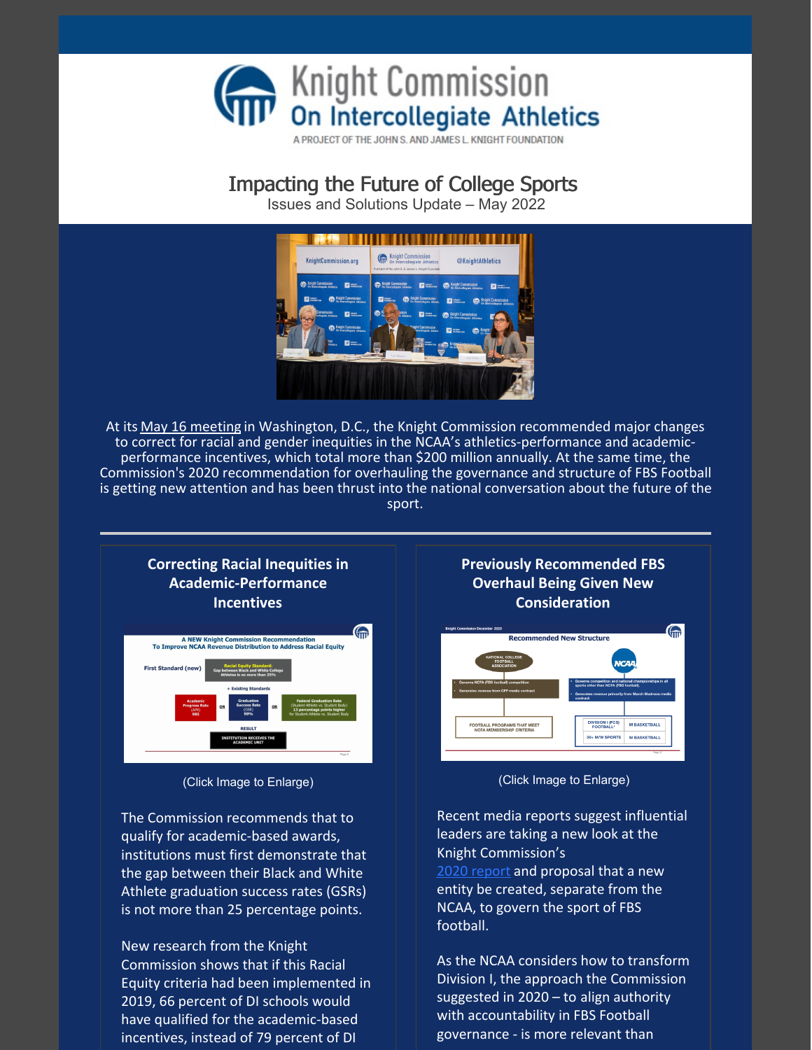# Knight Commission On Intercollegiate Athletics

A PROJECT OF THE JOHN S. AND JAMES L. KNIGHT FOUNDATION

## Impacting the Future of College Sports

Issues and Solutions Update – May 2022

At its May 16 meeting in Washington, D.C., the Knight Commission recommended major changes to correct for racial and gender inequities in the NCAA's athletics-performance and academic-performance incentives, which total more than $200 million annually. At the same time, the Commission's 2020 recommendation for overhauling the governance and structure of FBS Football is getting new attention and has been thrust into the national conversation about the future of the sport.

---

### Correcting Racial Inequities in Academic-Performance Incentives

(Click Image to Enlarge)

The Commission recommends that to qualify for academic-based awards, institutions must first demonstrate that the gap between their Black and White Athlete graduation success rates (GSRs) is not more than 25 percentage points.

New research from the Knight Commission shows that if this Racial Equity criteria had been implemented in 2019, 66 percent of DI schools would have qualified for the academic-based incentives, instead of 79 percent of DI

### Previously Recommended FBS Overhaul Being Given New Consideration

(Click Image to Enlarge)

Recent media reports suggest influential leaders are taking a new look at the Knight Commission's 2020 report and proposal that a new entity be created, separate from the NCAA, to govern the sport of FBS football.

As the NCAA considers how to transform Division I, the approach the Commission suggested in 2020 – to align authority with accountability in FBS Football governance - is more relevant than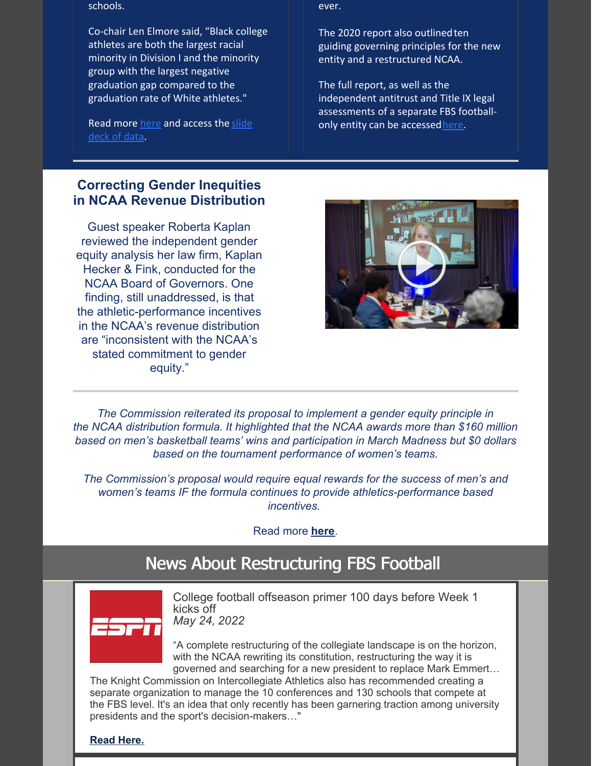schools.

Co-chair Len Elmore said, "Black college athletes are both the largest racial minority in Division I and the minority group with the largest negative graduation gap compared to the graduation rate of White athletes."

Read more here and access the slide deck of data.

ever.

The 2020 report also outlined ten guiding governing principles for the new entity and a restructured NCAA.

The full report, as well as the independent antitrust and Title IX legal assessments of a separate FBS football-only entity can be accessed here.

## Correcting Gender Inequities in NCAA Revenue Distribution

Guest speaker Roberta Kaplan reviewed the independent gender equity analysis her law firm, Kaplan Hecker & Fink, conducted for the NCAA Board of Governors. One finding, still unaddressed, is that the athletic-performance incentives in the NCAA's revenue distribution are "inconsistent with the NCAA's stated commitment to gender equity."

*The Commission reiterated its proposal to implement a gender equity principle in the NCAA distribution formula. It highlighted that the NCAA awards more than $160 million based on men's basketball teams' wins and participation in March Madness but $0 dollars based on the tournament performance of women's teams.*

*The Commission's proposal would require equal rewards for the success of men's and women's teams IF the formula continues to provide athletics-performance based incentives.*

Read more **here**.

## News About Restructuring FBS Football

College football offseason primer 100 days before Week 1 kicks off
*May 24, 2022*

"A complete restructuring of the collegiate landscape is on the horizon, with the NCAA rewriting its constitution, restructuring the way it is governed and searching for a new president to replace Mark Emmert… The Knight Commission on Intercollegiate Athletics also has recommended creating a separate organization to manage the 10 conferences and 130 schools that compete at the FBS level. It's an idea that only recently has been garnering traction among university presidents and the sport's decision-makers…"

**Read Here.**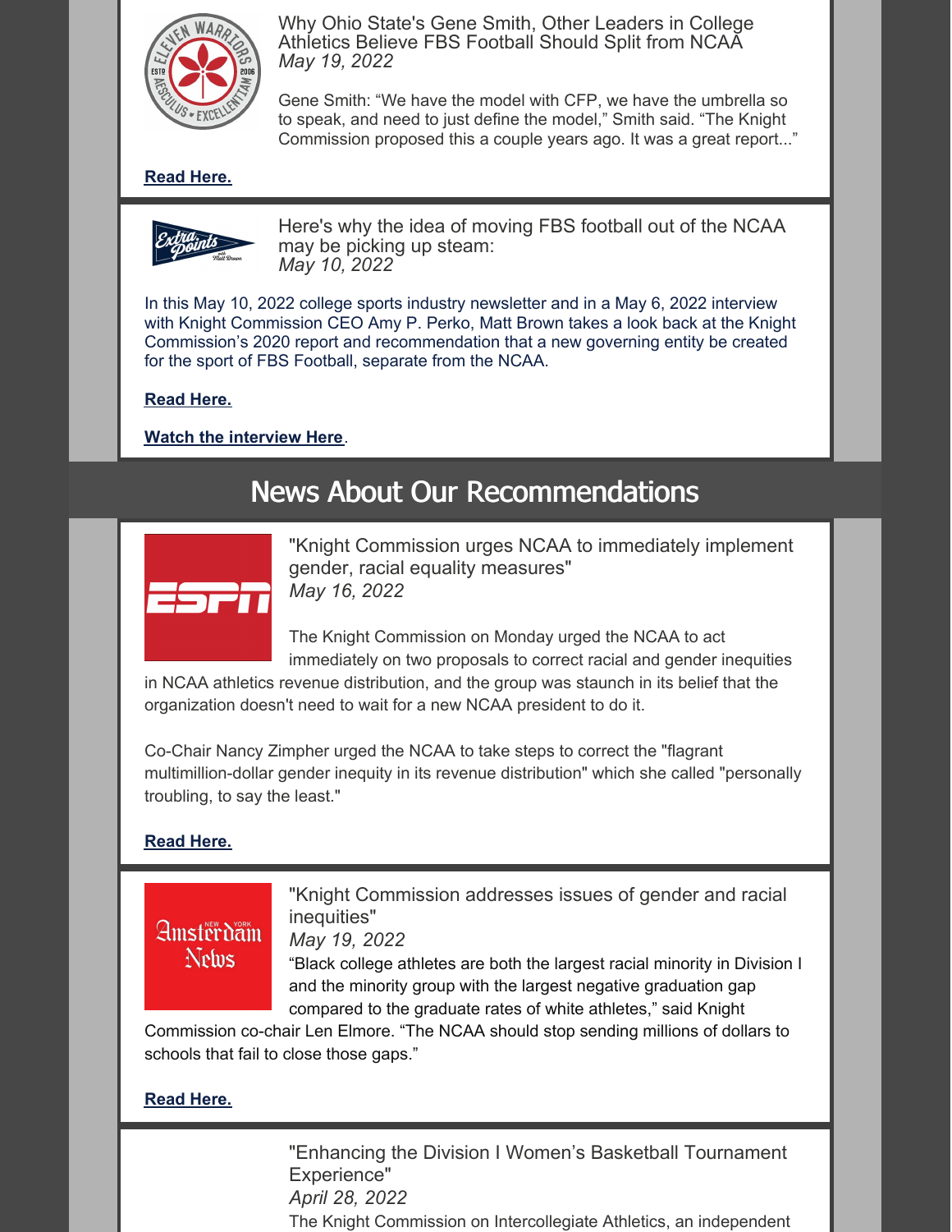Why Ohio State's Gene Smith, Other Leaders in College Athletics Believe FBS Football Should Split from NCAA

*May 19, 2022*

Gene Smith: "We have the model with CFP, we have the umbrella so to speak, and need to just define the model," Smith said. "The Knight Commission proposed this a couple years ago. It was a great report..."

**Read Here.**

Here's why the idea of moving FBS football out of the NCAA may be picking up steam:

*May 10, 2022*

In this May 10, 2022 college sports industry newsletter and in a May 6, 2022 interview with Knight Commission CEO Amy P. Perko, Matt Brown takes a look back at the Knight Commission's 2020 report and recommendation that a new governing entity be created for the sport of FBS Football, separate from the NCAA.

**Read Here.**

**Watch the interview Here**.

## News About Our Recommendations

"Knight Commission urges NCAA to immediately implement gender, racial equality measures"

*May 16, 2022*

The Knight Commission on Monday urged the NCAA to act immediately on two proposals to correct racial and gender inequities in NCAA athletics revenue distribution, and the group was staunch in its belief that the organization doesn't need to wait for a new NCAA president to do it.

Co-Chair Nancy Zimpher urged the NCAA to take steps to correct the "flagrant multimillion-dollar gender inequity in its revenue distribution" which she called "personally troubling, to say the least."

**Read Here.**

"Knight Commission addresses issues of gender and racial inequities"

*May 19, 2022*

"Black college athletes are both the largest racial minority in Division I and the minority group with the largest negative graduation gap compared to the graduate rates of white athletes," said Knight Commission co-chair Len Elmore. "The NCAA should stop sending millions of dollars to schools that fail to close those gaps."

**Read Here.**

"Enhancing the Division I Women's Basketball Tournament Experience"

*April 28, 2022*

The Knight Commission on Intercollegiate Athletics, an independent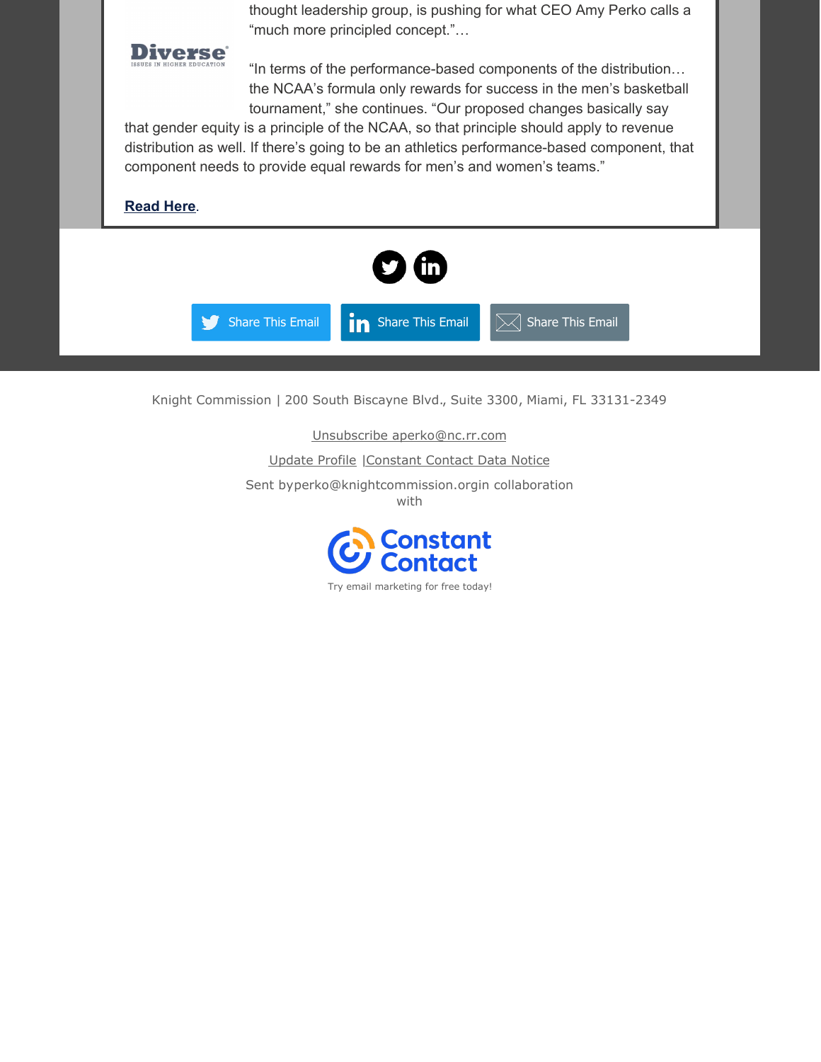thought leadership group, is pushing for what CEO Amy Perko calls a "much more principled concept."…

"In terms of the performance-based components of the distribution… the NCAA's formula only rewards for success in the men's basketball tournament," she continues. "Our proposed changes basically say that gender equity is a principle of the NCAA, so that principle should apply to revenue distribution as well. If there's going to be an athletics performance-based component, that component needs to provide equal rewards for men's and women's teams."

**Read Here**.

Share This Email Share This Email Share This Email

Knight Commission | 200 South Biscayne Blvd., Suite 3300, Miami, FL 33131-2349

Unsubscribe aperko@nc.rr.com

Update Profile |Constant Contact Data Notice

Sent byperko@knightcommission.orgin collaboration with

Constant Contact

Try email marketing for free today!